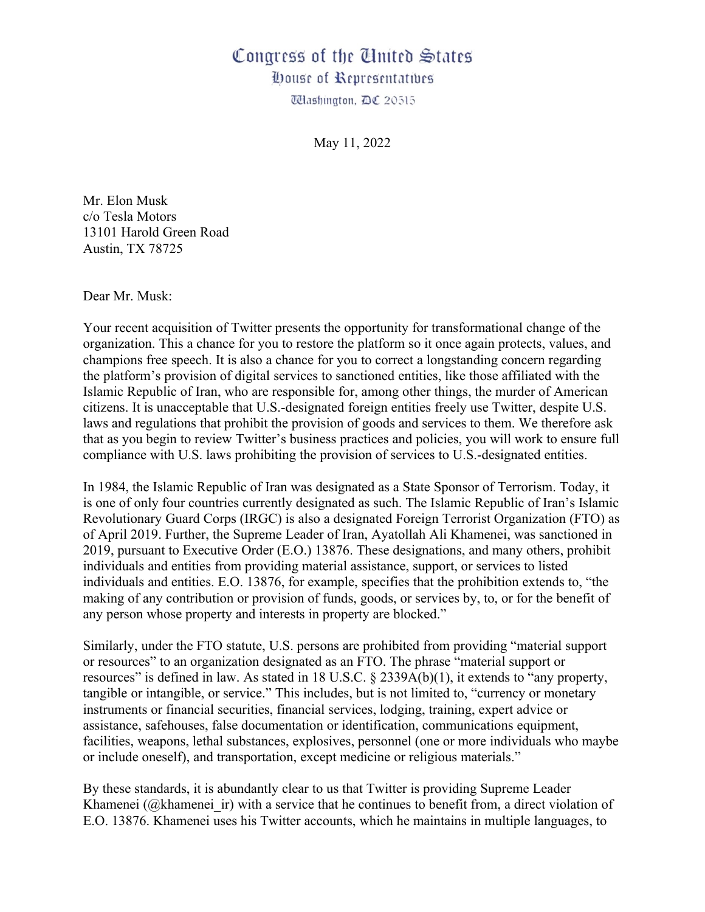# Congress of the United States
## House of Representatives
Washington, DC 20515

May 11, 2022

Mr. Elon Musk
c/o Tesla Motors
13101 Harold Green Road
Austin, TX 78725

Dear Mr. Musk:

Your recent acquisition of Twitter presents the opportunity for transformational change of the organization. This a chance for you to restore the platform so it once again protects, values, and champions free speech. It is also a chance for you to correct a longstanding concern regarding the platform's provision of digital services to sanctioned entities, like those affiliated with the Islamic Republic of Iran, who are responsible for, among other things, the murder of American citizens. It is unacceptable that U.S.-designated foreign entities freely use Twitter, despite U.S. laws and regulations that prohibit the provision of goods and services to them. We therefore ask that as you begin to review Twitter's business practices and policies, you will work to ensure full compliance with U.S. laws prohibiting the provision of services to U.S.-designated entities.

In 1984, the Islamic Republic of Iran was designated as a State Sponsor of Terrorism. Today, it is one of only four countries currently designated as such. The Islamic Republic of Iran's Islamic Revolutionary Guard Corps (IRGC) is also a designated Foreign Terrorist Organization (FTO) as of April 2019. Further, the Supreme Leader of Iran, Ayatollah Ali Khamenei, was sanctioned in 2019, pursuant to Executive Order (E.O.) 13876. These designations, and many others, prohibit individuals and entities from providing material assistance, support, or services to listed individuals and entities. E.O. 13876, for example, specifies that the prohibition extends to, "the making of any contribution or provision of funds, goods, or services by, to, or for the benefit of any person whose property and interests in property are blocked."

Similarly, under the FTO statute, U.S. persons are prohibited from providing "material support or resources" to an organization designated as an FTO. The phrase "material support or resources" is defined in law. As stated in 18 U.S.C. § 2339A(b)(1), it extends to "any property, tangible or intangible, or service." This includes, but is not limited to, "currency or monetary instruments or financial securities, financial services, lodging, training, expert advice or assistance, safehouses, false documentation or identification, communications equipment, facilities, weapons, lethal substances, explosives, personnel (one or more individuals who maybe or include oneself), and transportation, except medicine or religious materials."

By these standards, it is abundantly clear to us that Twitter is providing Supreme Leader Khamenei (@khamenei_ir) with a service that he continues to benefit from, a direct violation of E.O. 13876. Khamenei uses his Twitter accounts, which he maintains in multiple languages, to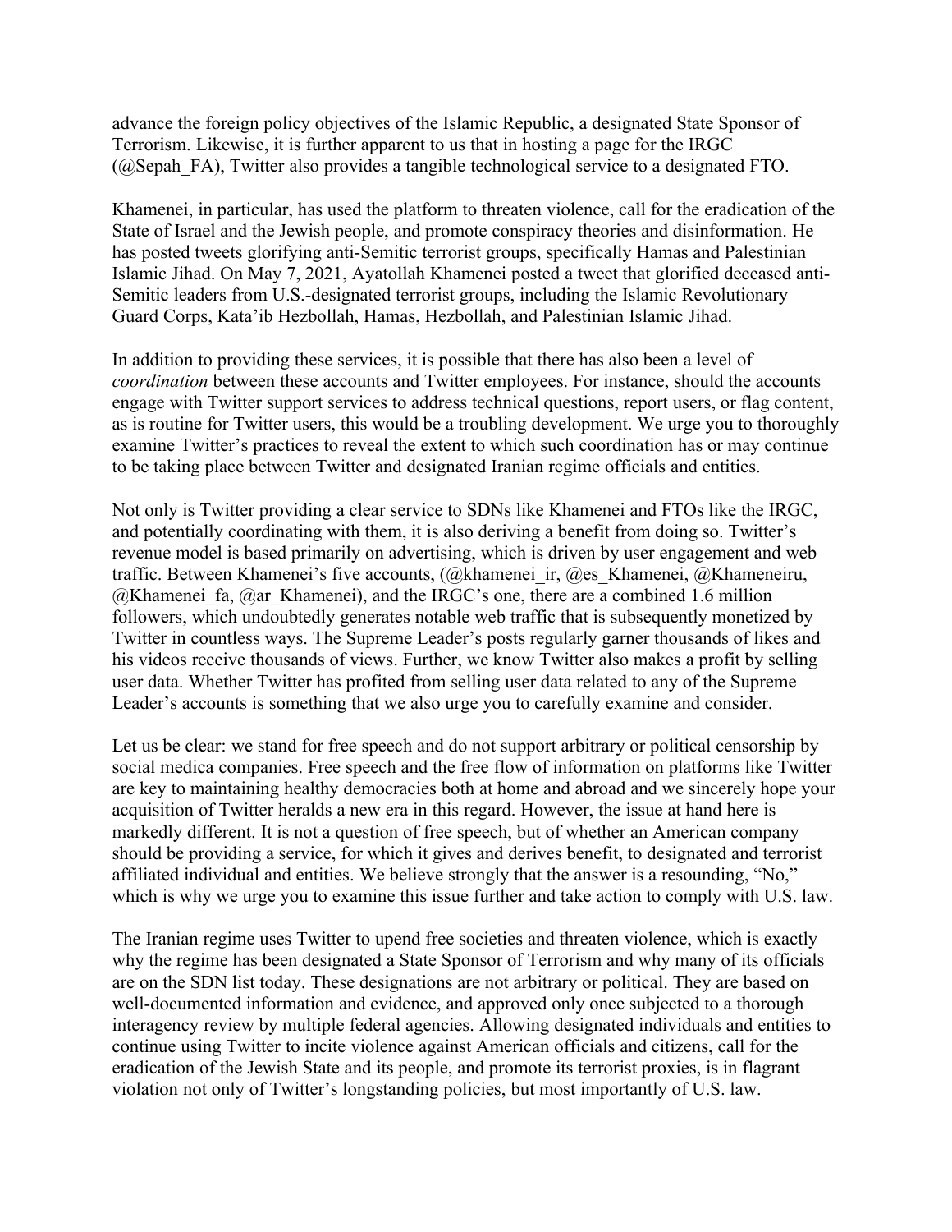advance the foreign policy objectives of the Islamic Republic, a designated State Sponsor of Terrorism. Likewise, it is further apparent to us that in hosting a page for the IRGC (@Sepah_FA), Twitter also provides a tangible technological service to a designated FTO.

Khamenei, in particular, has used the platform to threaten violence, call for the eradication of the State of Israel and the Jewish people, and promote conspiracy theories and disinformation. He has posted tweets glorifying anti-Semitic terrorist groups, specifically Hamas and Palestinian Islamic Jihad. On May 7, 2021, Ayatollah Khamenei posted a tweet that glorified deceased anti-Semitic leaders from U.S.-designated terrorist groups, including the Islamic Revolutionary Guard Corps, Kata'ib Hezbollah, Hamas, Hezbollah, and Palestinian Islamic Jihad.

In addition to providing these services, it is possible that there has also been a level of *coordination* between these accounts and Twitter employees. For instance, should the accounts engage with Twitter support services to address technical questions, report users, or flag content, as is routine for Twitter users, this would be a troubling development. We urge you to thoroughly examine Twitter's practices to reveal the extent to which such coordination has or may continue to be taking place between Twitter and designated Iranian regime officials and entities.

Not only is Twitter providing a clear service to SDNs like Khamenei and FTOs like the IRGC, and potentially coordinating with them, it is also deriving a benefit from doing so. Twitter's revenue model is based primarily on advertising, which is driven by user engagement and web traffic. Between Khamenei's five accounts, (@khamenei_ir, @es_Khamenei, @Khameneiru, @Khamenei_fa, @ar_Khamenei), and the IRGC's one, there are a combined 1.6 million followers, which undoubtedly generates notable web traffic that is subsequently monetized by Twitter in countless ways. The Supreme Leader's posts regularly garner thousands of likes and his videos receive thousands of views. Further, we know Twitter also makes a profit by selling user data. Whether Twitter has profited from selling user data related to any of the Supreme Leader's accounts is something that we also urge you to carefully examine and consider.

Let us be clear: we stand for free speech and do not support arbitrary or political censorship by social medica companies. Free speech and the free flow of information on platforms like Twitter are key to maintaining healthy democracies both at home and abroad and we sincerely hope your acquisition of Twitter heralds a new era in this regard. However, the issue at hand here is markedly different. It is not a question of free speech, but of whether an American company should be providing a service, for which it gives and derives benefit, to designated and terrorist affiliated individual and entities. We believe strongly that the answer is a resounding, "No," which is why we urge you to examine this issue further and take action to comply with U.S. law.

The Iranian regime uses Twitter to upend free societies and threaten violence, which is exactly why the regime has been designated a State Sponsor of Terrorism and why many of its officials are on the SDN list today. These designations are not arbitrary or political. They are based on well-documented information and evidence, and approved only once subjected to a thorough interagency review by multiple federal agencies. Allowing designated individuals and entities to continue using Twitter to incite violence against American officials and citizens, call for the eradication of the Jewish State and its people, and promote its terrorist proxies, is in flagrant violation not only of Twitter's longstanding policies, but most importantly of U.S. law.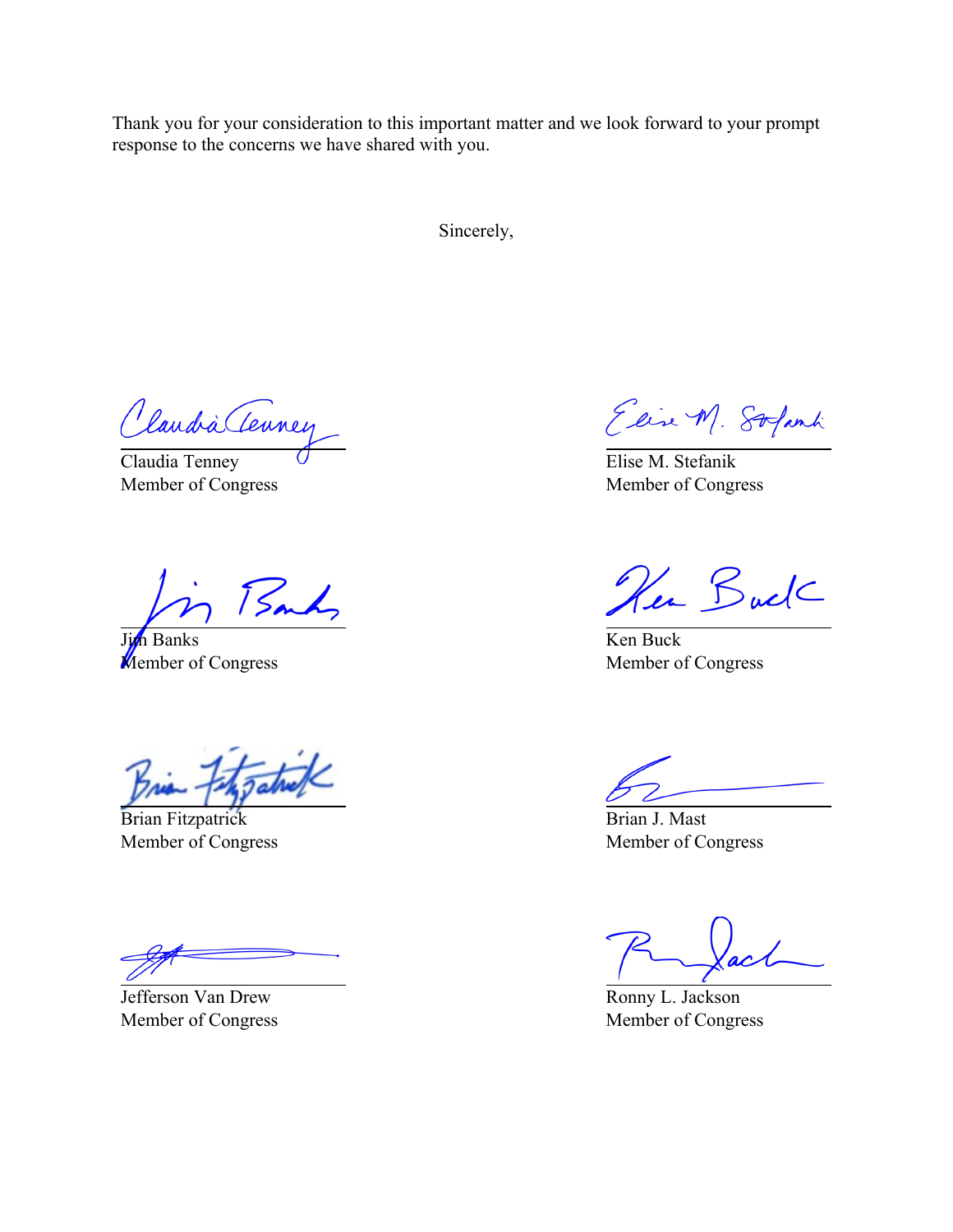Thank you for your consideration to this important matter and we look forward to your prompt response to the concerns we have shared with you.

Sincerely,

Claudia Tenney
Member of Congress

Elise M. Stefanik
Member of Congress

Jim Banks
Member of Congress

Ken Buck
Member of Congress

Brian Fitzpatrick
Member of Congress

Brian J. Mast
Member of Congress

Jefferson Van Drew
Member of Congress

Ronny L. Jackson
Member of Congress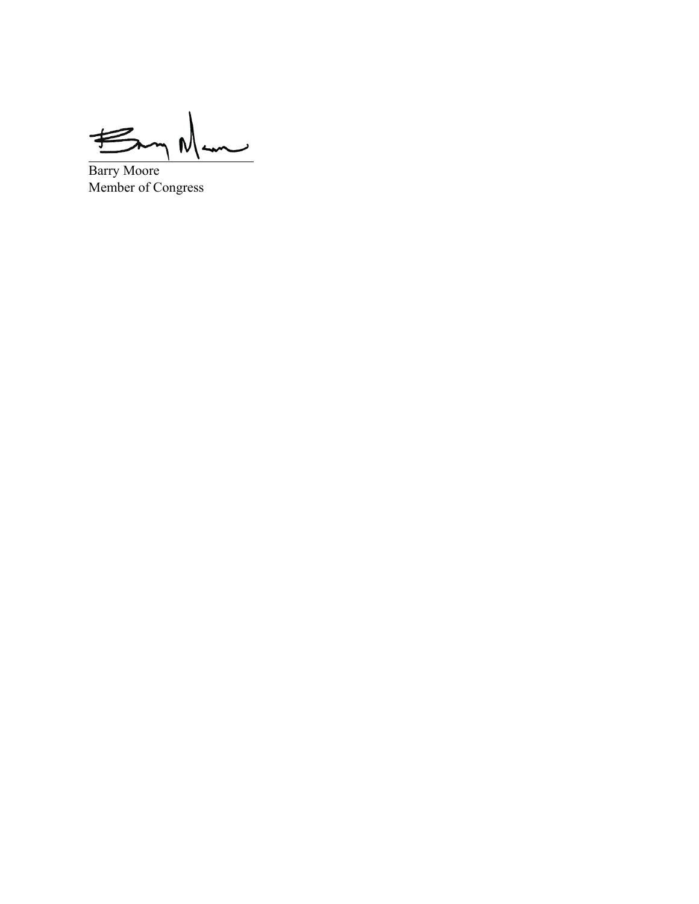Barry Moore
Member of Congress